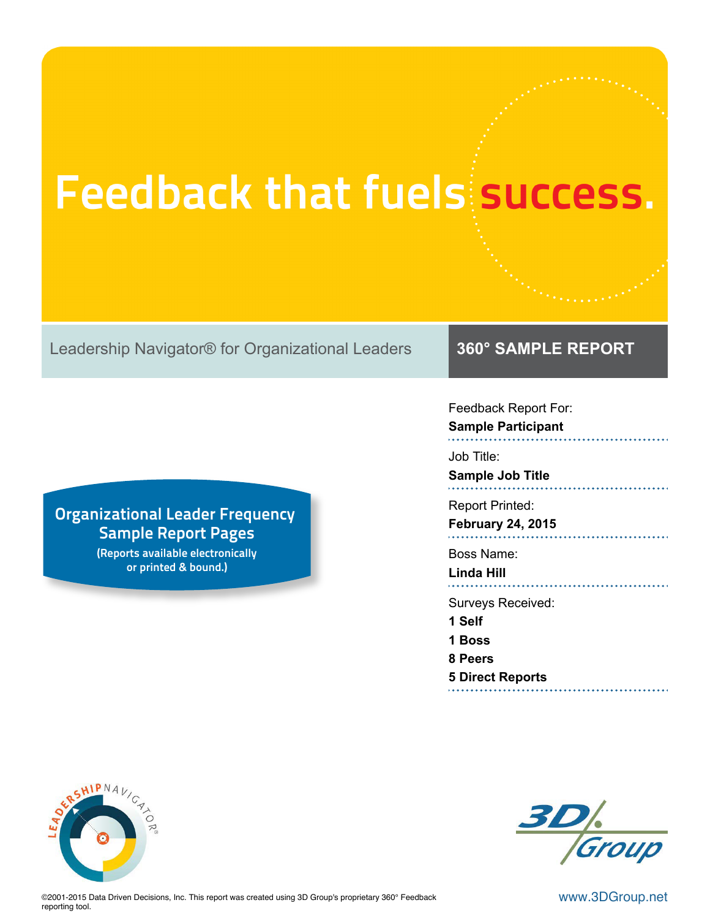# Feedback that fuels success.

Leadership Navigator® for Organizational Leaders

**360° SAMPLE REPORT**

**Organizational Leader Frequency Sample Report Pages**

**(Reports available electronically or printed & bound.)**

Feedback Report For:
**Sample Participant**

Job Title:
**Sample Job Title**

Report Printed:
**February 24, 2015**

Boss Name:
**Linda Hill**

Surveys Received:
**1 Self**
**1 Boss**
**8 Peers**
**5 Direct Reports**

©2001-2015 Data Driven Decisions, Inc. This report was created using 3D Group's proprietary 360° Feedback reporting tool.

www.3DGroup.net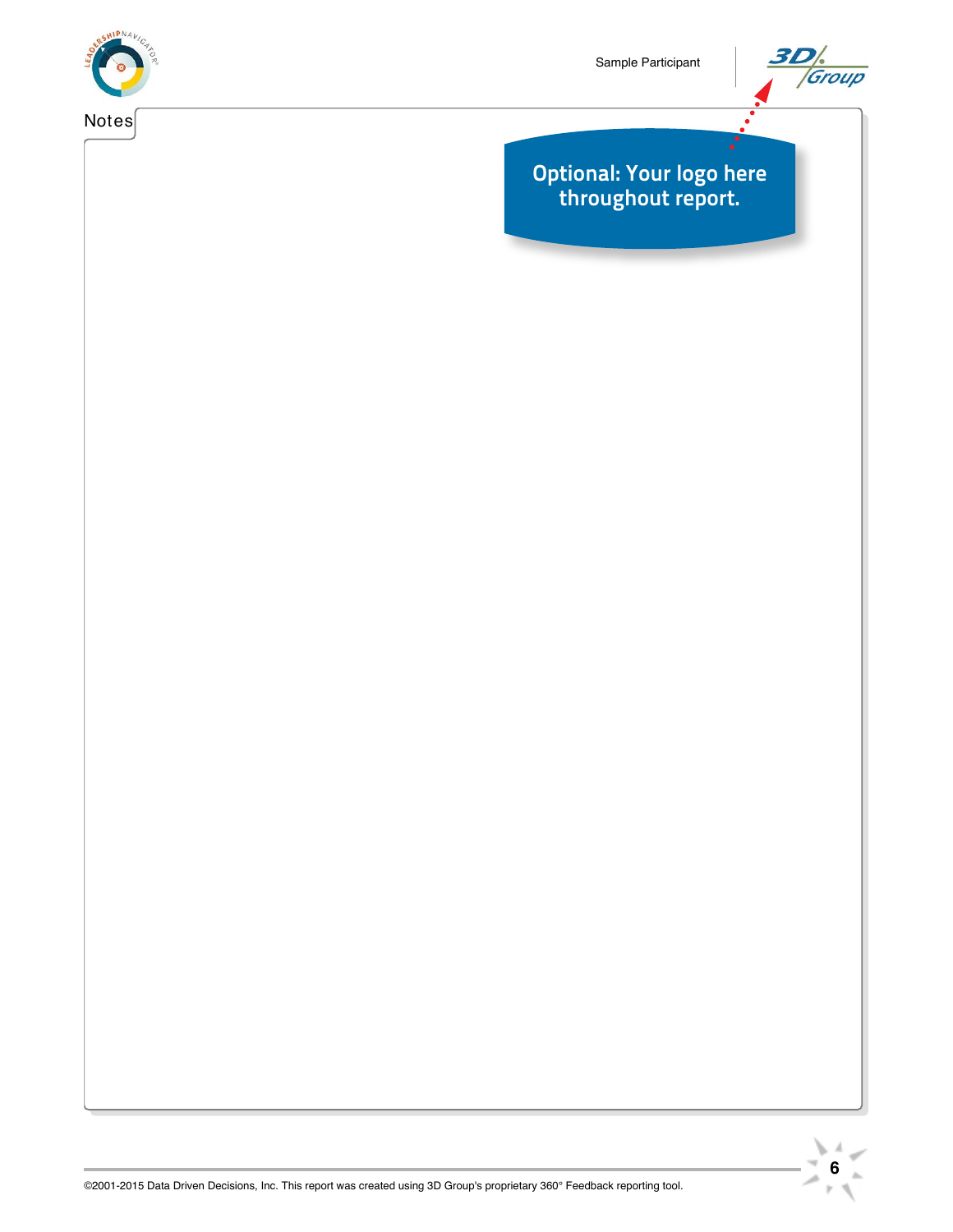## Notes

Optional: Your logo here throughout report.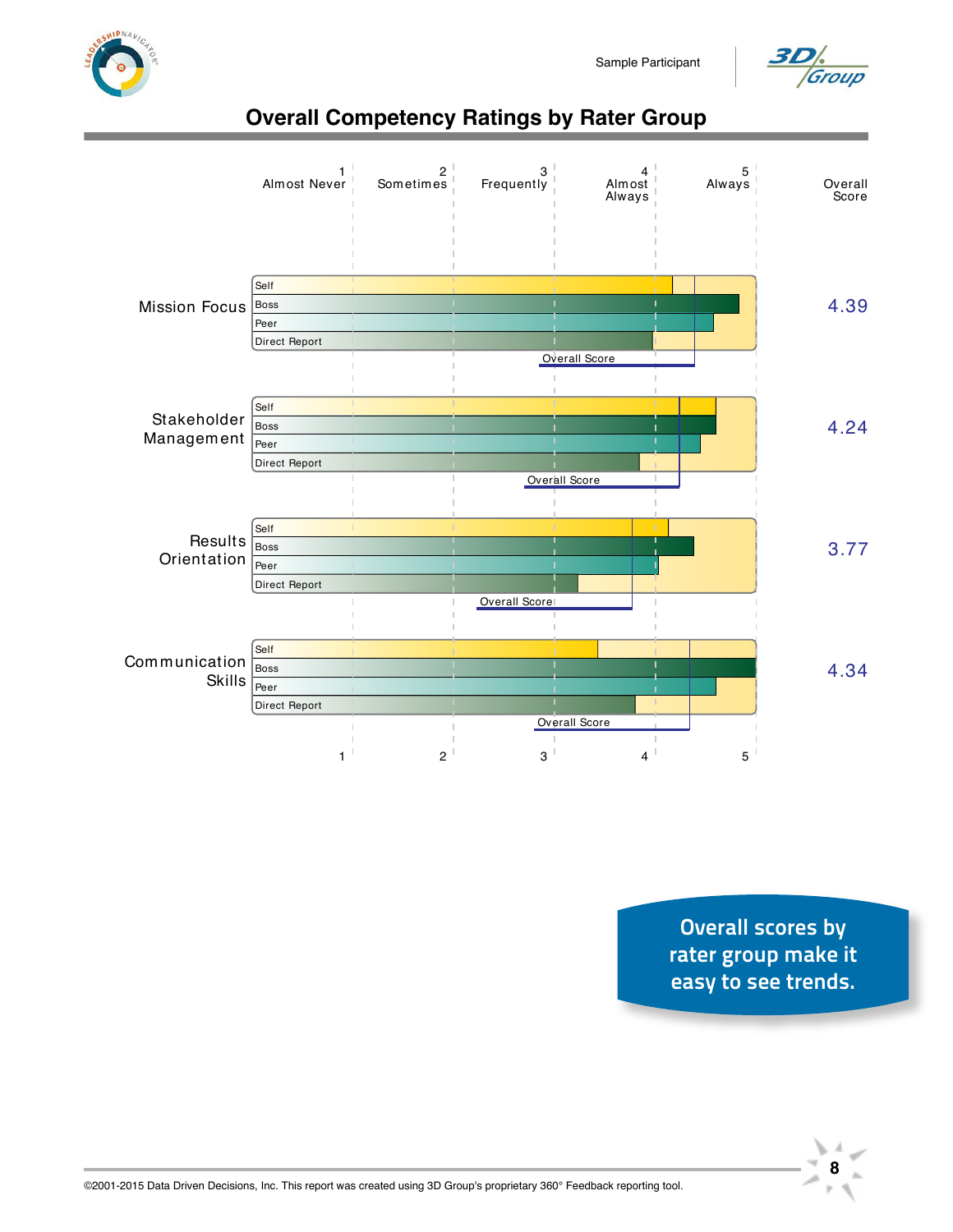# Overall Competency Ratings by Rater Group

Scale: 1 Almost Never · 2 Sometimes · 3 Frequently · 4 Almost Always · 5 Always

| Competency | Rater Groups | Overall Score |
|---|---|---|
| Mission Focus | Self, Boss, Peer, Direct Report | 4.39 |
| Stakeholder Management | Self, Boss, Peer, Direct Report | 4.24 |
| Results Orientation | Self, Boss, Peer, Direct Report | 3.77 |
| Communication Skills | Self, Boss, Peer, Direct Report | 4.34 |

**Overall scores by rater group make it easy to see trends.**

©2001-2015 Data Driven Decisions, Inc. This report was created using 3D Group's proprietary 360° Feedback reporting tool.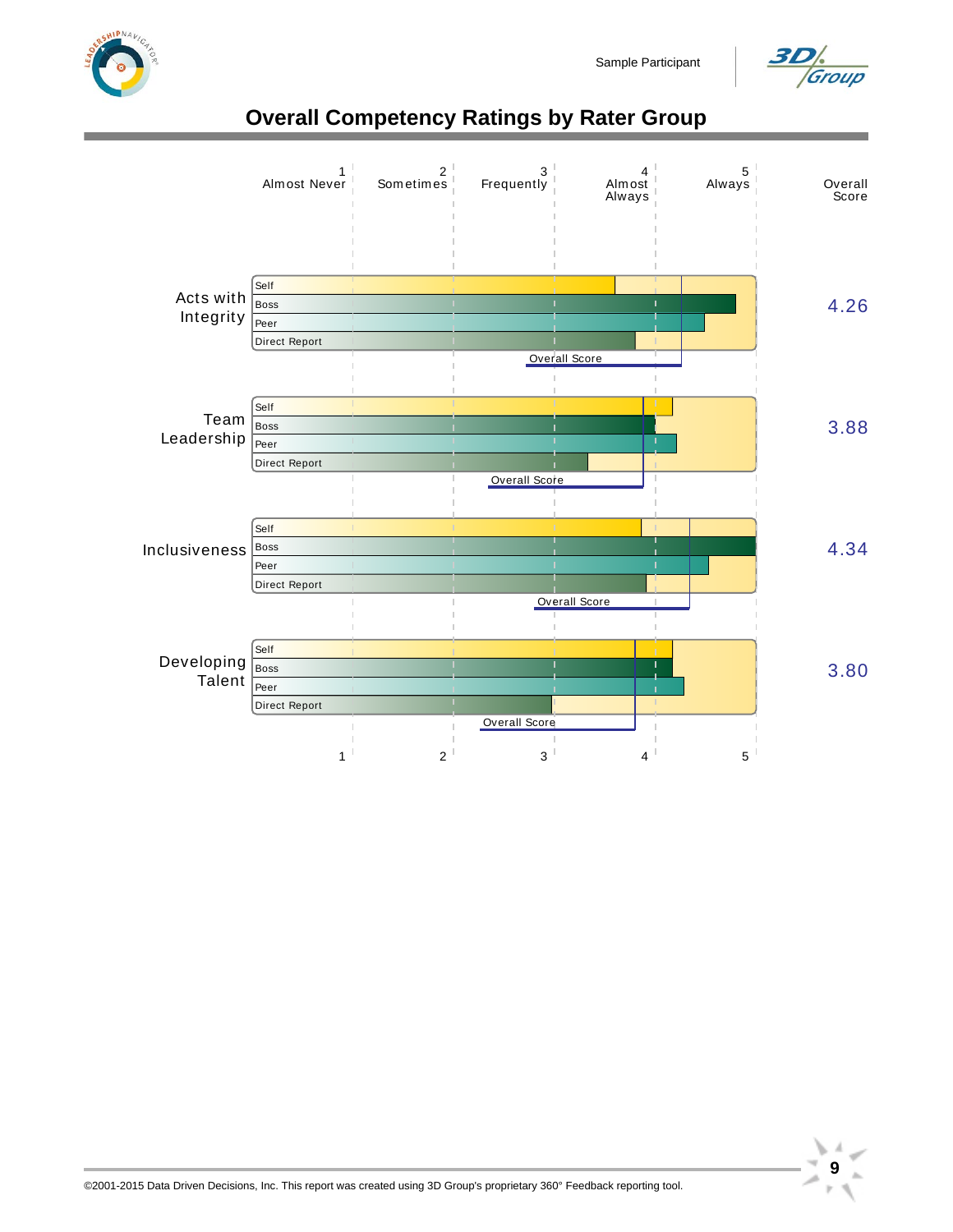# Overall Competency Ratings by Rater Group

| | 1 Almost Never | 2 Sometimes | 3 Frequently | 4 Almost Always | 5 Always | Overall Score |
|---|---|---|---|---|---|---|
| Acts with Integrity (Self, Boss, Peer, Direct Report, Overall Score) | | | | | | 4.26 |
| Team Leadership (Self, Boss, Peer, Direct Report, Overall Score) | | | | | | 3.88 |
| Inclusiveness (Self, Boss, Peer, Direct Report, Overall Score) | | | | | | 4.34 |
| Developing Talent (Self, Boss, Peer, Direct Report, Overall Score) | | | | | | 3.80 |

©2001-2015 Data Driven Decisions, Inc. This report was created using 3D Group's proprietary 360° Feedback reporting tool.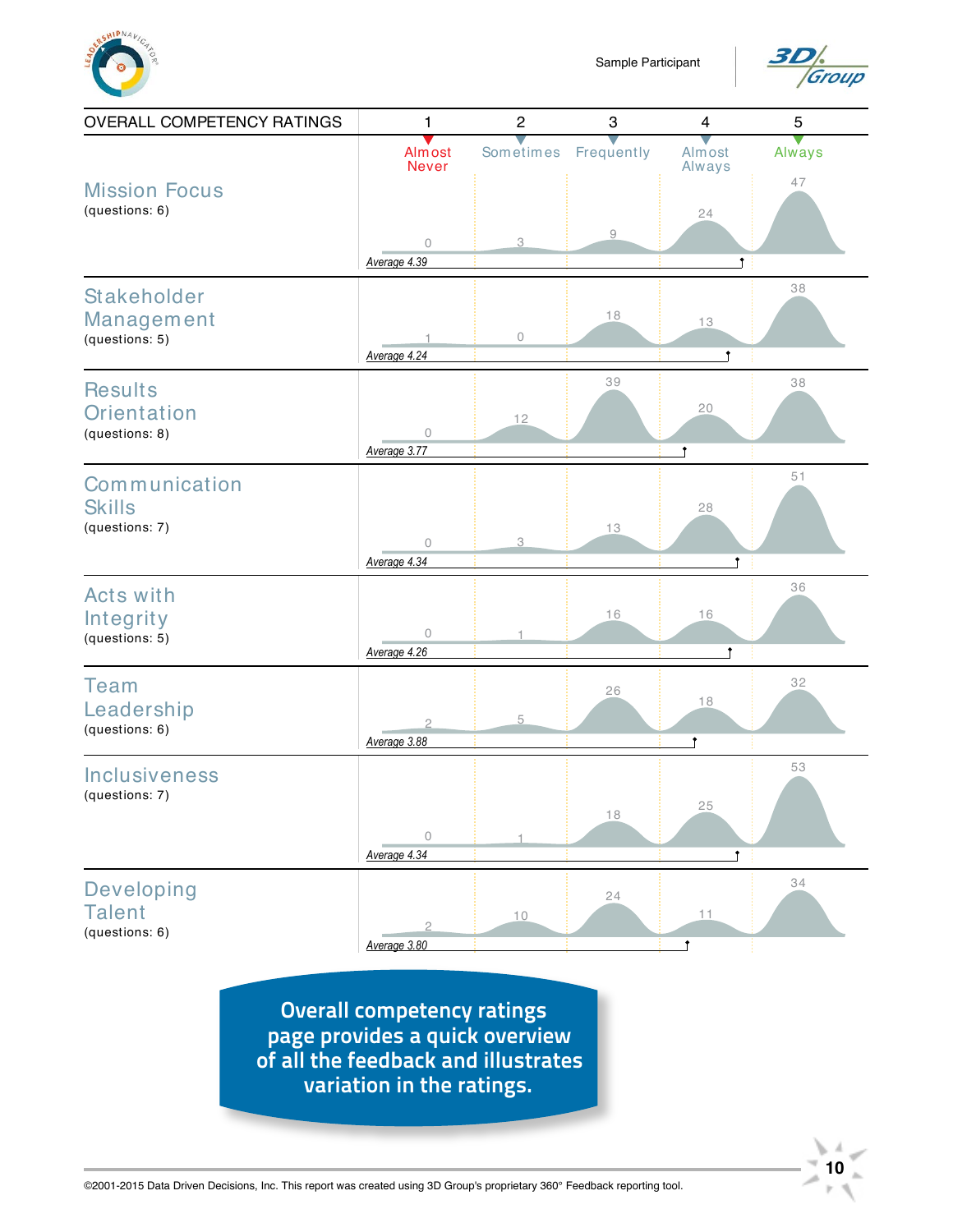Sample Participant

## OVERALL COMPETENCY RATINGS

| Competency | 1 Almost Never | 2 Sometimes | 3 Frequently | 4 Almost Always | 5 Always | Average |
|---|---|---|---|---|---|---|
| Mission Focus (questions: 6) | 0 | 3 | 9 | 24 | 47 | 4.39 |
| Stakeholder Management (questions: 5) | 1 | 0 | 18 | 13 | 38 | 4.24 |
| Results Orientation (questions: 8) | 0 | 12 | 39 | 20 | 38 | 3.77 |
| Communication Skills (questions: 7) | 0 | 3 | 13 | 28 | 51 | 4.34 |
| Acts with Integrity (questions: 5) | 0 | 1 | 16 | 16 | 36 | 4.26 |
| Team Leadership (questions: 6) | 2 | 5 | 26 | 18 | 32 | 3.88 |
| Inclusiveness (questions: 7) | 0 | 1 | 18 | 25 | 53 | 4.34 |
| Developing Talent (questions: 6) | 2 | 10 | 24 | 11 | 34 | 3.80 |

**Overall competency ratings page provides a quick overview of all the feedback and illustrates variation in the ratings.**

©2001-2015 Data Driven Decisions, Inc. This report was created using 3D Group's proprietary 360° Feedback reporting tool.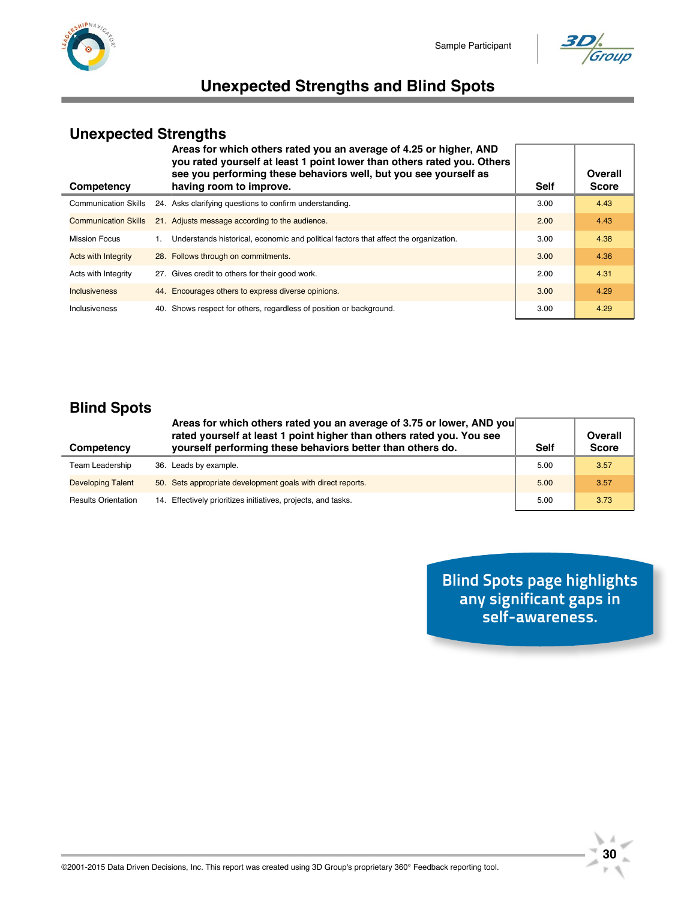# Unexpected Strengths and Blind Spots

## Unexpected Strengths

| Competency | Areas for which others rated you an average of 4.25 or higher, AND you rated yourself at least 1 point lower than others rated you. Others see you performing these behaviors well, but you see yourself as having room to improve. | Self | Overall Score |
|---|---|---|---|
| Communication Skills | 24. Asks clarifying questions to confirm understanding. | 3.00 | 4.43 |
| Communication Skills | 21. Adjusts message according to the audience. | 2.00 | 4.43 |
| Mission Focus | 1. Understands historical, economic and political factors that affect the organization. | 3.00 | 4.38 |
| Acts with Integrity | 28. Follows through on commitments. | 3.00 | 4.36 |
| Acts with Integrity | 27. Gives credit to others for their good work. | 2.00 | 4.31 |
| Inclusiveness | 44. Encourages others to express diverse opinions. | 3.00 | 4.29 |
| Inclusiveness | 40. Shows respect for others, regardless of position or background. | 3.00 | 4.29 |

## Blind Spots

| Competency | Areas for which others rated you an average of 3.75 or lower, AND you rated yourself at least 1 point higher than others rated you. You see yourself performing these behaviors better than others do. | Self | Overall Score |
|---|---|---|---|
| Team Leadership | 36. Leads by example. | 5.00 | 3.57 |
| Developing Talent | 50. Sets appropriate development goals with direct reports. | 5.00 | 3.57 |
| Results Orientation | 14. Effectively prioritizes initiatives, projects, and tasks. | 5.00 | 3.73 |

Blind Spots page highlights any significant gaps in self-awareness.

©2001-2015 Data Driven Decisions, Inc. This report was created using 3D Group's proprietary 360° Feedback reporting tool.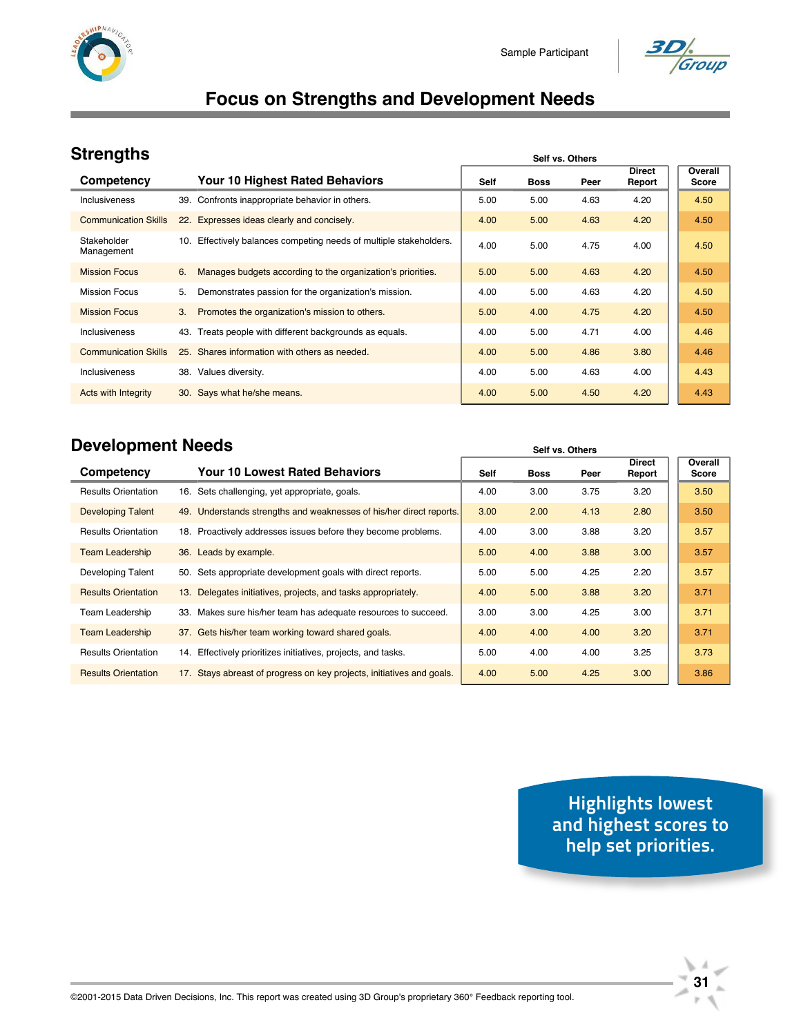Sample Participant

# Focus on Strengths and Development Needs

## Strengths

| Competency | | Your 10 Highest Rated Behaviors | Self vs. Others: Self | Boss | Peer | Direct Report | Overall Score |
|---|---|---|---|---|---|---|---|
| Inclusiveness | 39. | Confronts inappropriate behavior in others. | 5.00 | 5.00 | 4.63 | 4.20 | 4.50 |
| Communication Skills | 22. | Expresses ideas clearly and concisely. | 4.00 | 5.00 | 4.63 | 4.20 | 4.50 |
| Stakeholder Management | 10. | Effectively balances competing needs of multiple stakeholders. | 4.00 | 5.00 | 4.75 | 4.00 | 4.50 |
| Mission Focus | 6. | Manages budgets according to the organization's priorities. | 5.00 | 5.00 | 4.63 | 4.20 | 4.50 |
| Mission Focus | 5. | Demonstrates passion for the organization's mission. | 4.00 | 5.00 | 4.63 | 4.20 | 4.50 |
| Mission Focus | 3. | Promotes the organization's mission to others. | 5.00 | 4.00 | 4.75 | 4.20 | 4.50 |
| Inclusiveness | 43. | Treats people with different backgrounds as equals. | 4.00 | 5.00 | 4.71 | 4.00 | 4.46 |
| Communication Skills | 25. | Shares information with others as needed. | 4.00 | 5.00 | 4.86 | 3.80 | 4.46 |
| Inclusiveness | 38. | Values diversity. | 4.00 | 5.00 | 4.63 | 4.00 | 4.43 |
| Acts with Integrity | 30. | Says what he/she means. | 4.00 | 5.00 | 4.50 | 4.20 | 4.43 |

## Development Needs

| Competency | | Your 10 Lowest Rated Behaviors | Self vs. Others: Self | Boss | Peer | Direct Report | Overall Score |
|---|---|---|---|---|---|---|---|
| Results Orientation | 16. | Sets challenging, yet appropriate, goals. | 4.00 | 3.00 | 3.75 | 3.20 | 3.50 |
| Developing Talent | 49. | Understands strengths and weaknesses of his/her direct reports. | 3.00 | 2.00 | 4.13 | 2.80 | 3.50 |
| Results Orientation | 18. | Proactively addresses issues before they become problems. | 4.00 | 3.00 | 3.88 | 3.20 | 3.57 |
| Team Leadership | 36. | Leads by example. | 5.00 | 4.00 | 3.88 | 3.00 | 3.57 |
| Developing Talent | 50. | Sets appropriate development goals with direct reports. | 5.00 | 5.00 | 4.25 | 2.20 | 3.57 |
| Results Orientation | 13. | Delegates initiatives, projects, and tasks appropriately. | 4.00 | 5.00 | 3.88 | 3.20 | 3.71 |
| Team Leadership | 33. | Makes sure his/her team has adequate resources to succeed. | 3.00 | 3.00 | 4.25 | 3.00 | 3.71 |
| Team Leadership | 37. | Gets his/her team working toward shared goals. | 4.00 | 4.00 | 4.00 | 3.20 | 3.71 |
| Results Orientation | 14. | Effectively prioritizes initiatives, projects, and tasks. | 5.00 | 4.00 | 4.00 | 3.25 | 3.73 |
| Results Orientation | 17. | Stays abreast of progress on key projects, initiatives and goals. | 4.00 | 5.00 | 4.25 | 3.00 | 3.86 |

**Highlights lowest and highest scores to help set priorities.**

©2001-2015 Data Driven Decisions, Inc. This report was created using 3D Group's proprietary 360° Feedback reporting tool.